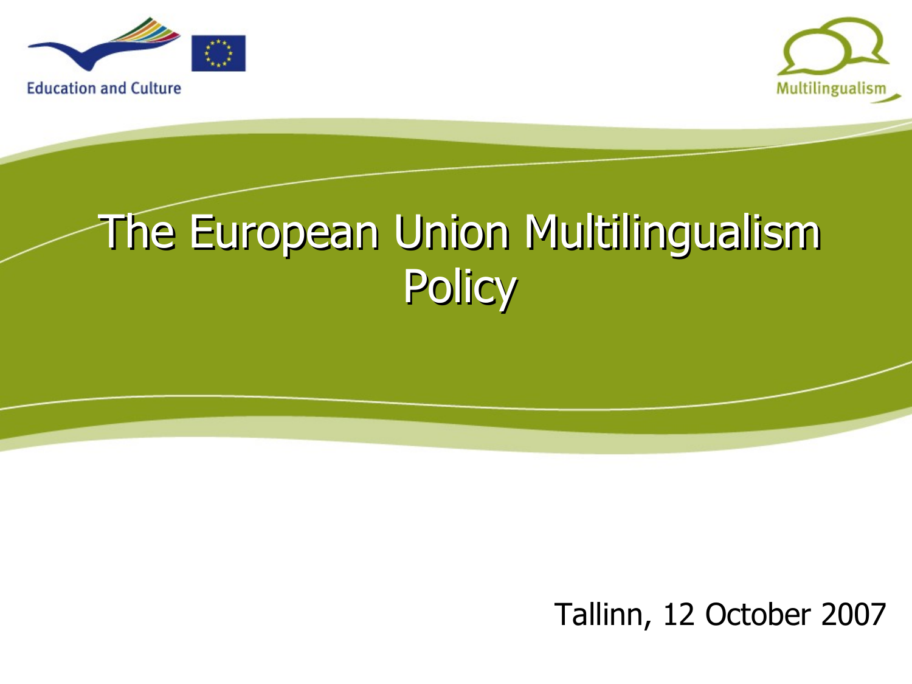Education and Culture

Multilingualism

# The European Union Multilingualism Policy

Tallinn, 12 October 2007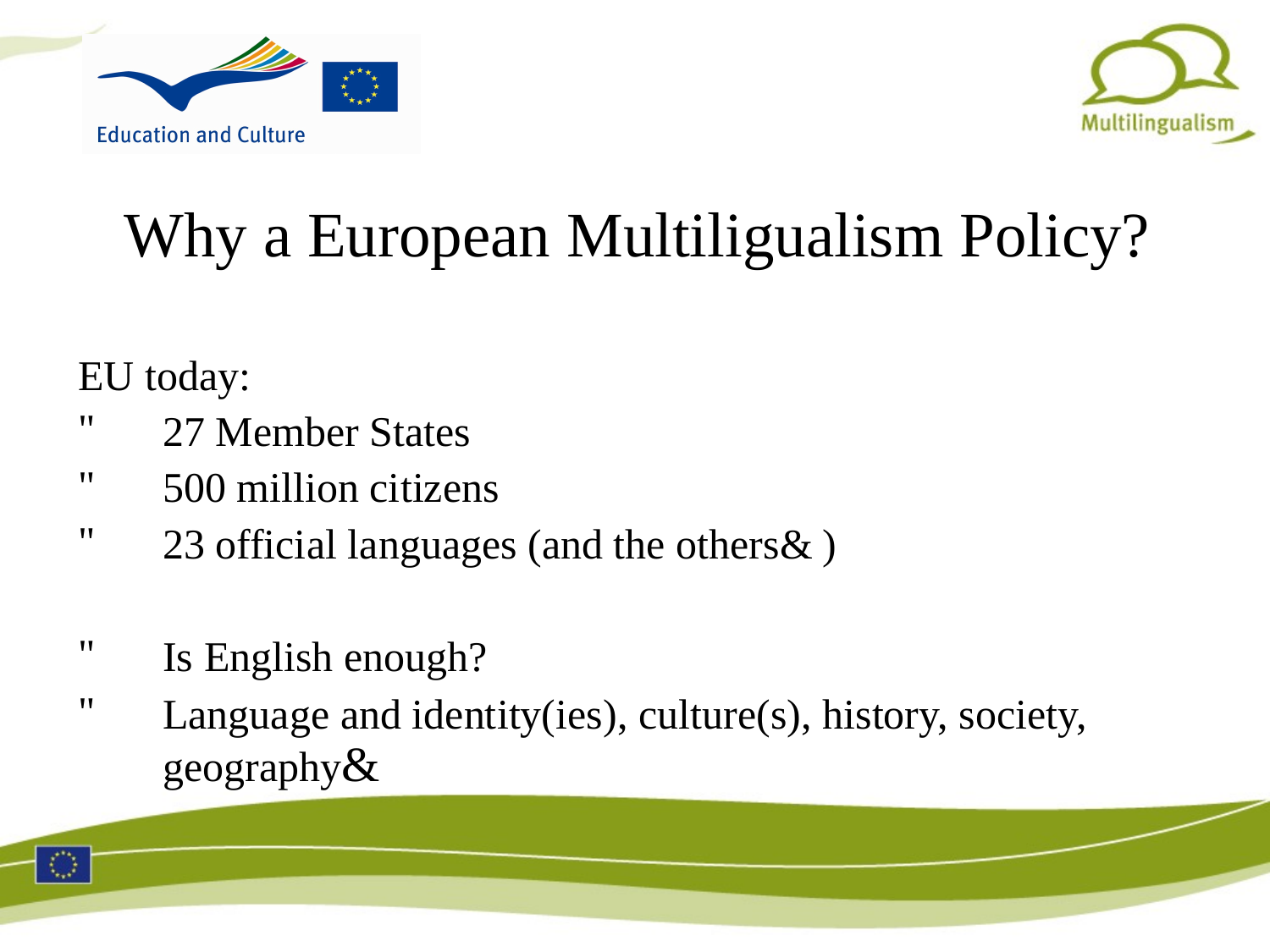# Why a European Multiligualism Policy?

EU today:

- 27 Member States
- 500 million citizens
- 23 official languages (and the others& )

- Is English enough?
- Language and identity(ies), culture(s), history, society, geography&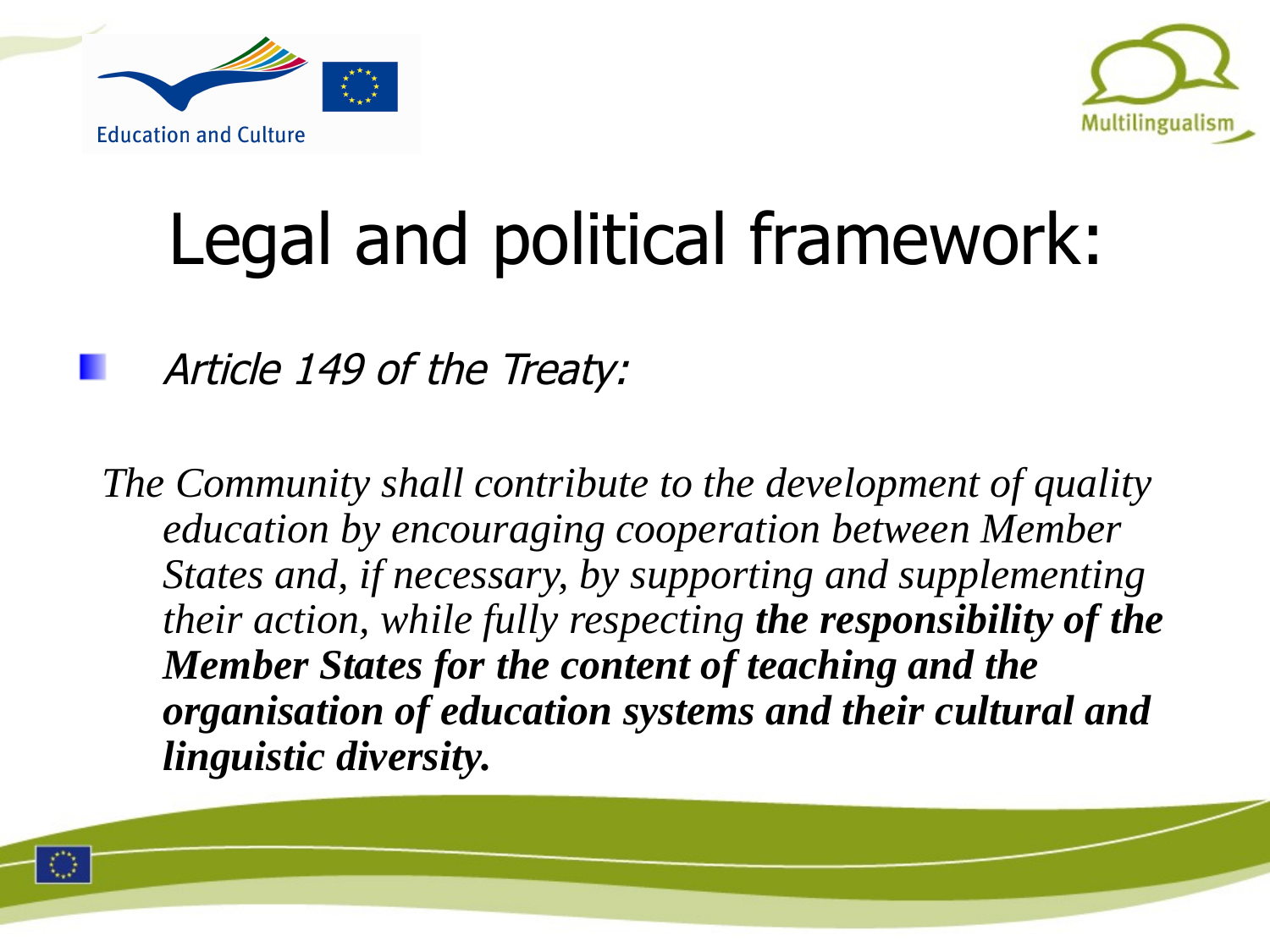# Legal and political framework:

- *Article 149 of the Treaty:*

*The Community shall contribute to the development of quality education by encouraging cooperation between Member States and, if necessary, by supporting and supplementing their action, while fully respecting* ***the responsibility of the Member States for the content of teaching and the organisation of education systems and their cultural and linguistic diversity.***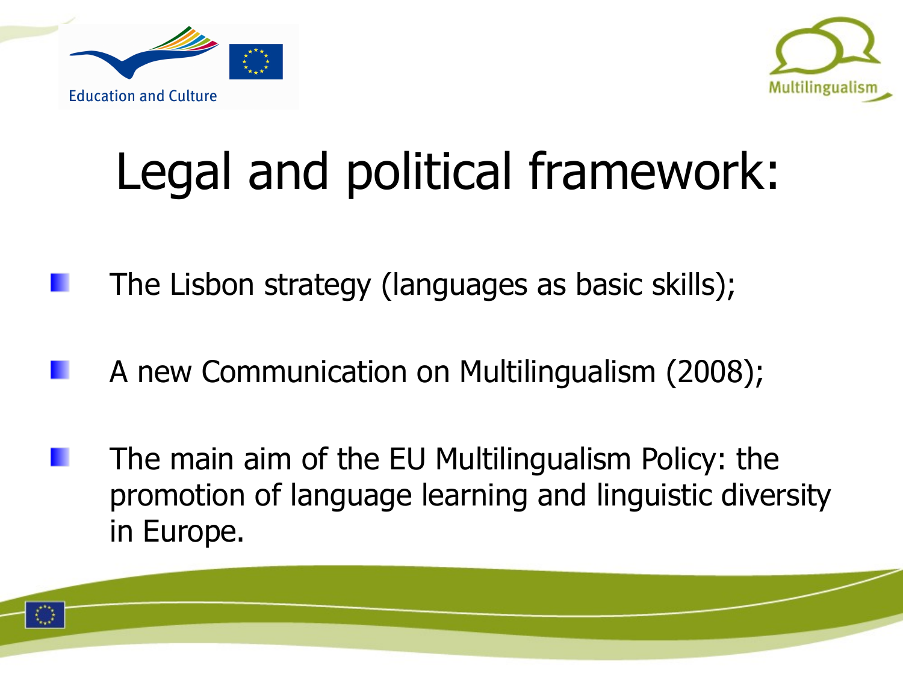# Legal and political framework:

- The Lisbon strategy (languages as basic skills);
- A new Communication on Multilingualism (2008);
- The main aim of the EU Multilingualism Policy: the promotion of language learning and linguistic diversity in Europe.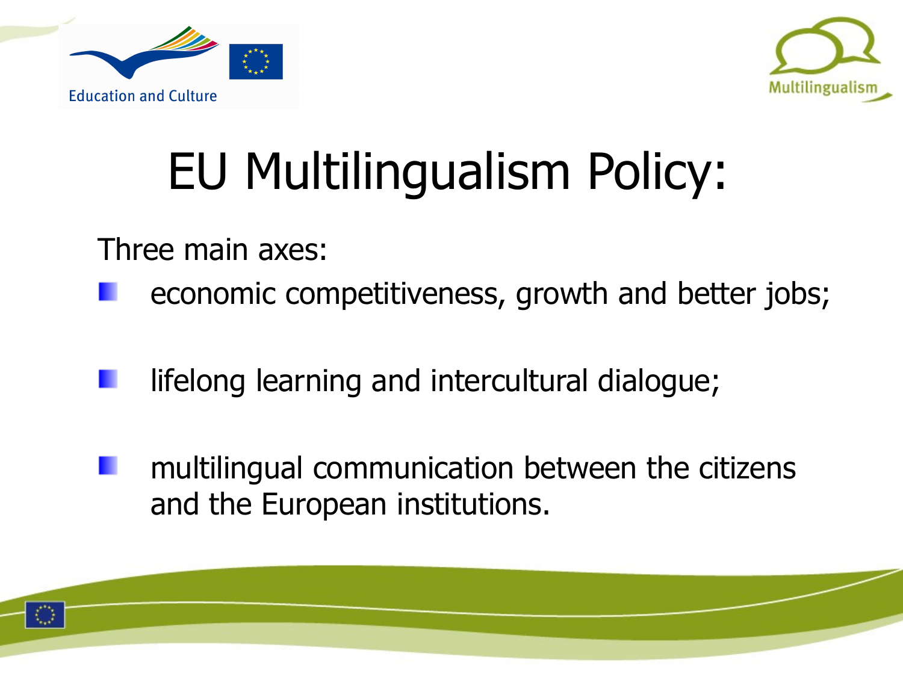# EU Multilingualism Policy:

Three main axes:

- economic competitiveness, growth and better jobs;
- lifelong learning and intercultural dialogue;
- multilingual communication between the citizens and the European institutions.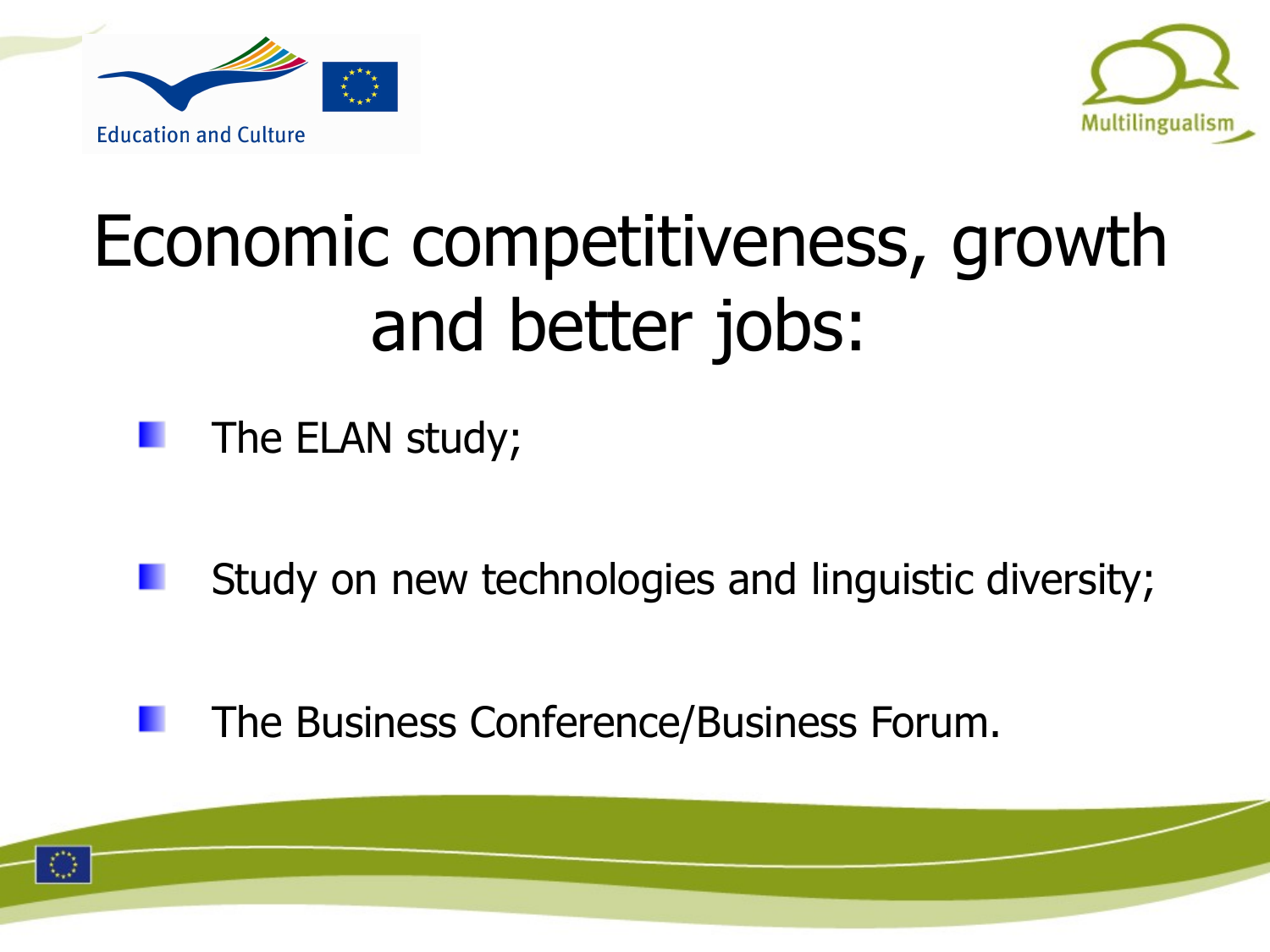# Economic competitiveness, growth and better jobs:

- The ELAN study;
- Study on new technologies and linguistic diversity;
- The Business Conference/Business Forum.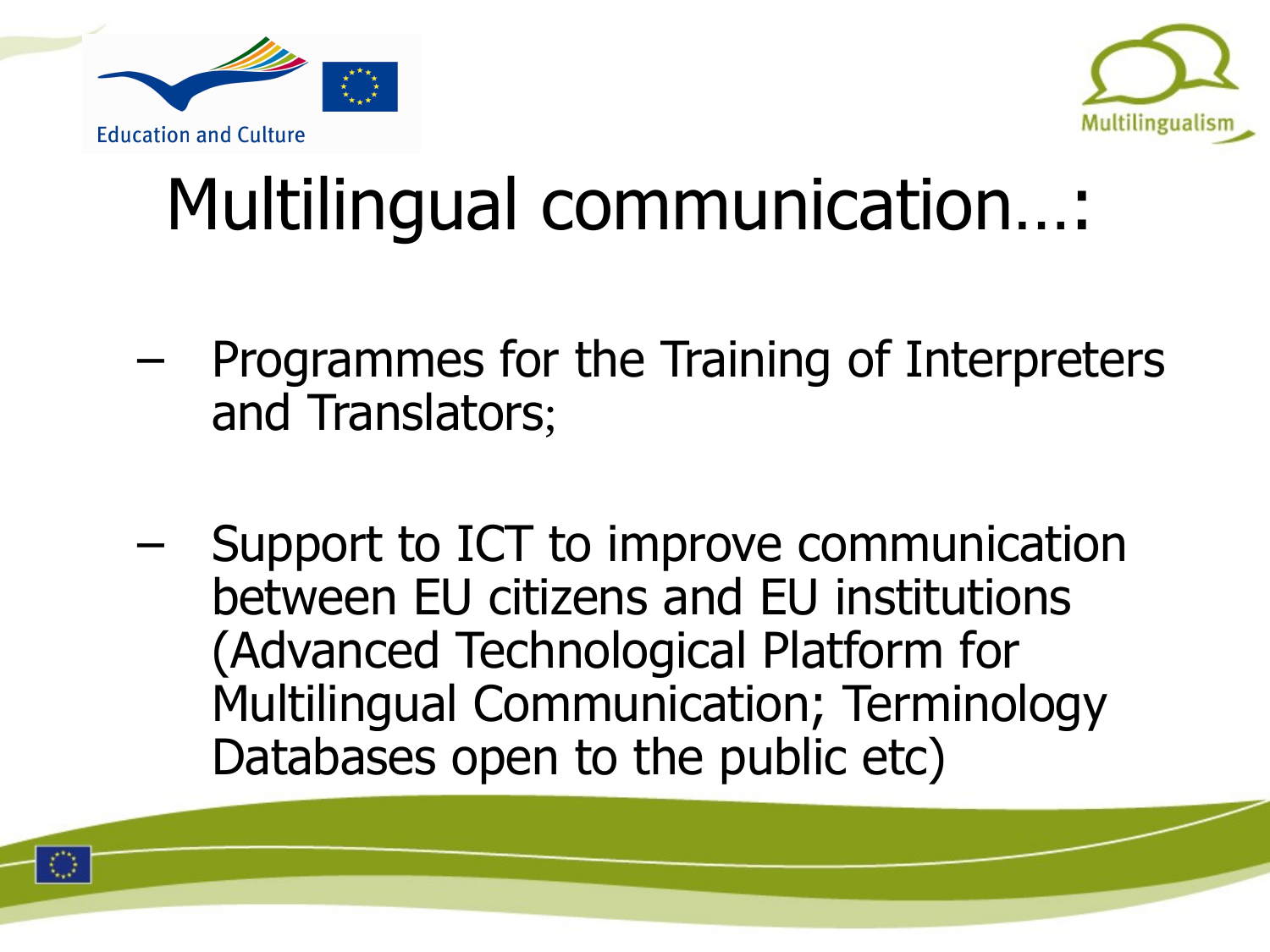# Multilingual communication…:

- Programmes for the Training of Interpreters and Translators;

- Support to ICT to improve communication between EU citizens and EU institutions (Advanced Technological Platform for Multilingual Communication; Terminology Databases open to the public etc)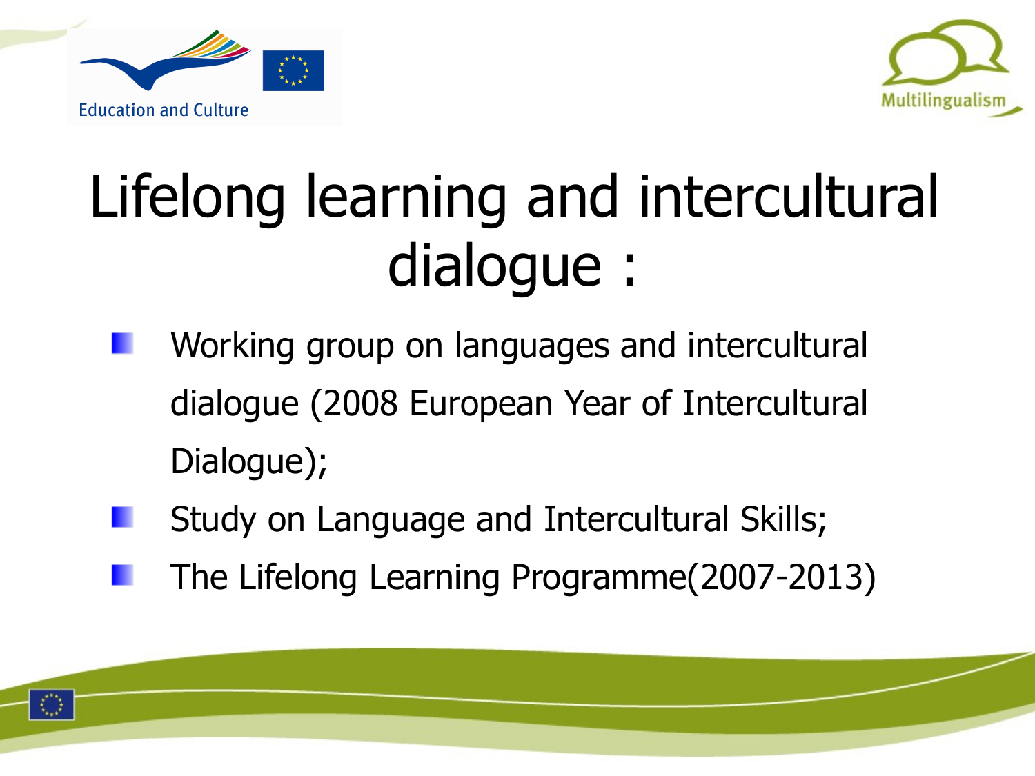# Lifelong learning and intercultural dialogue :

- Working group on languages and intercultural dialogue (2008 European Year of Intercultural Dialogue);
- Study on Language and Intercultural Skills;
- The Lifelong Learning Programme(2007-2013)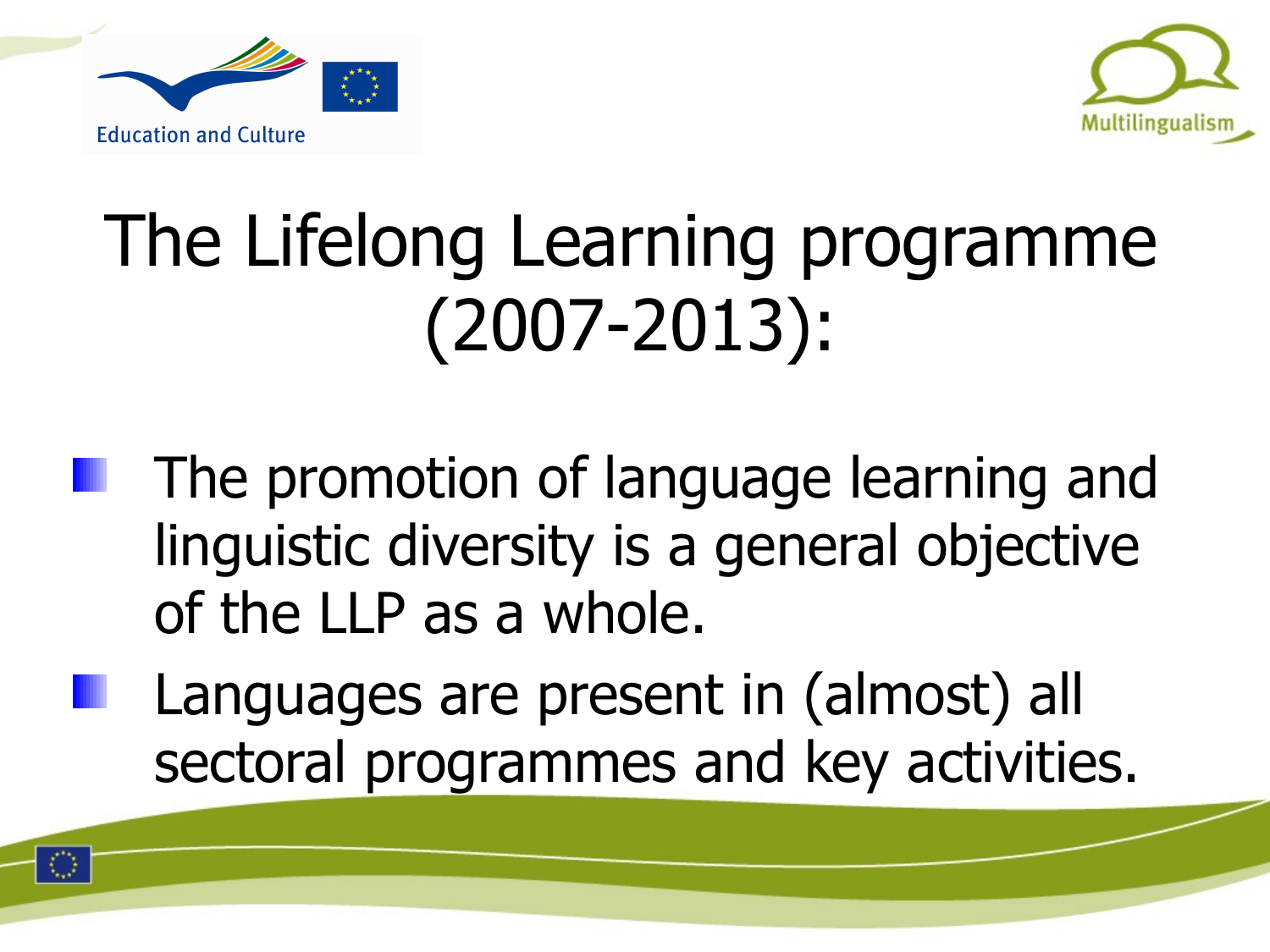# The Lifelong Learning programme (2007-2013):

- The promotion of language learning and linguistic diversity is a general objective of the LLP as a whole.
- Languages are present in (almost) all sectoral programmes and key activities.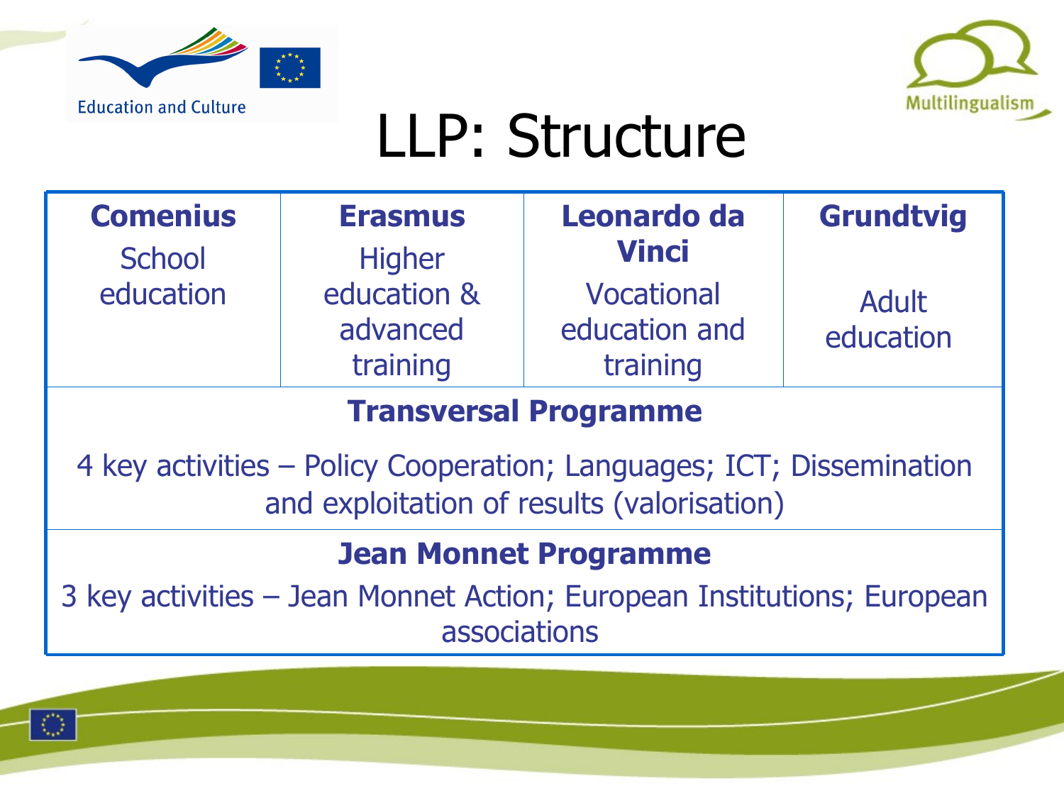# LLP: Structure

| **Comenius** School education | **Erasmus** Higher education & advanced training | **Leonardo da Vinci** Vocational education and training | **Grundtvig** Adult education |
|---|---|---|---|
| **Transversal Programme** 4 key activities – Policy Cooperation; Languages; ICT; Dissemination and exploitation of results (valorisation) | | | |
| **Jean Monnet Programme** 3 key activities – Jean Monnet Action; European Institutions; European associations | | | |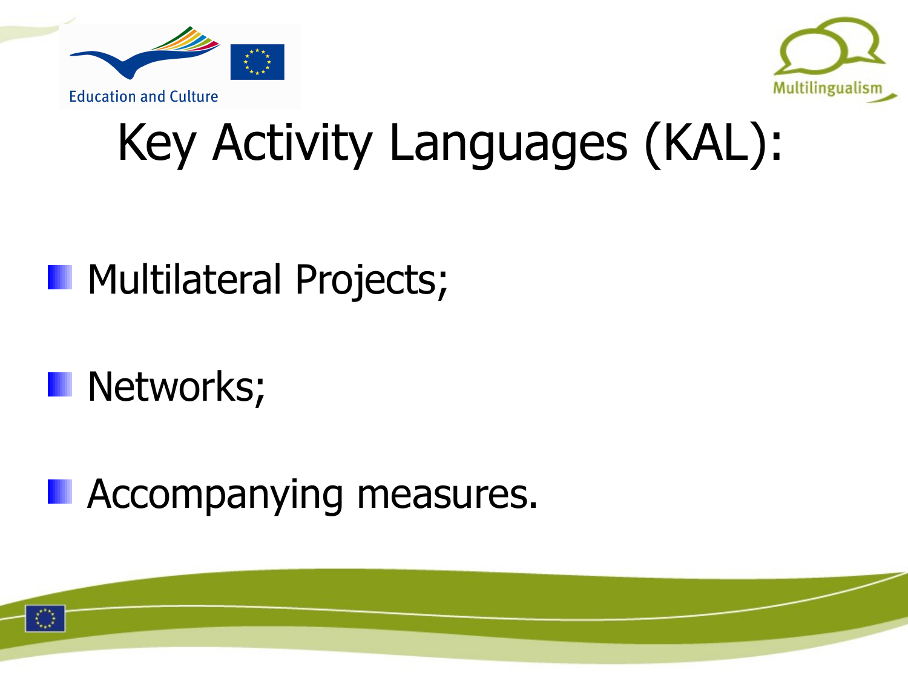# Key Activity Languages (KAL):

- Multilateral Projects;
- Networks;
- Accompanying measures.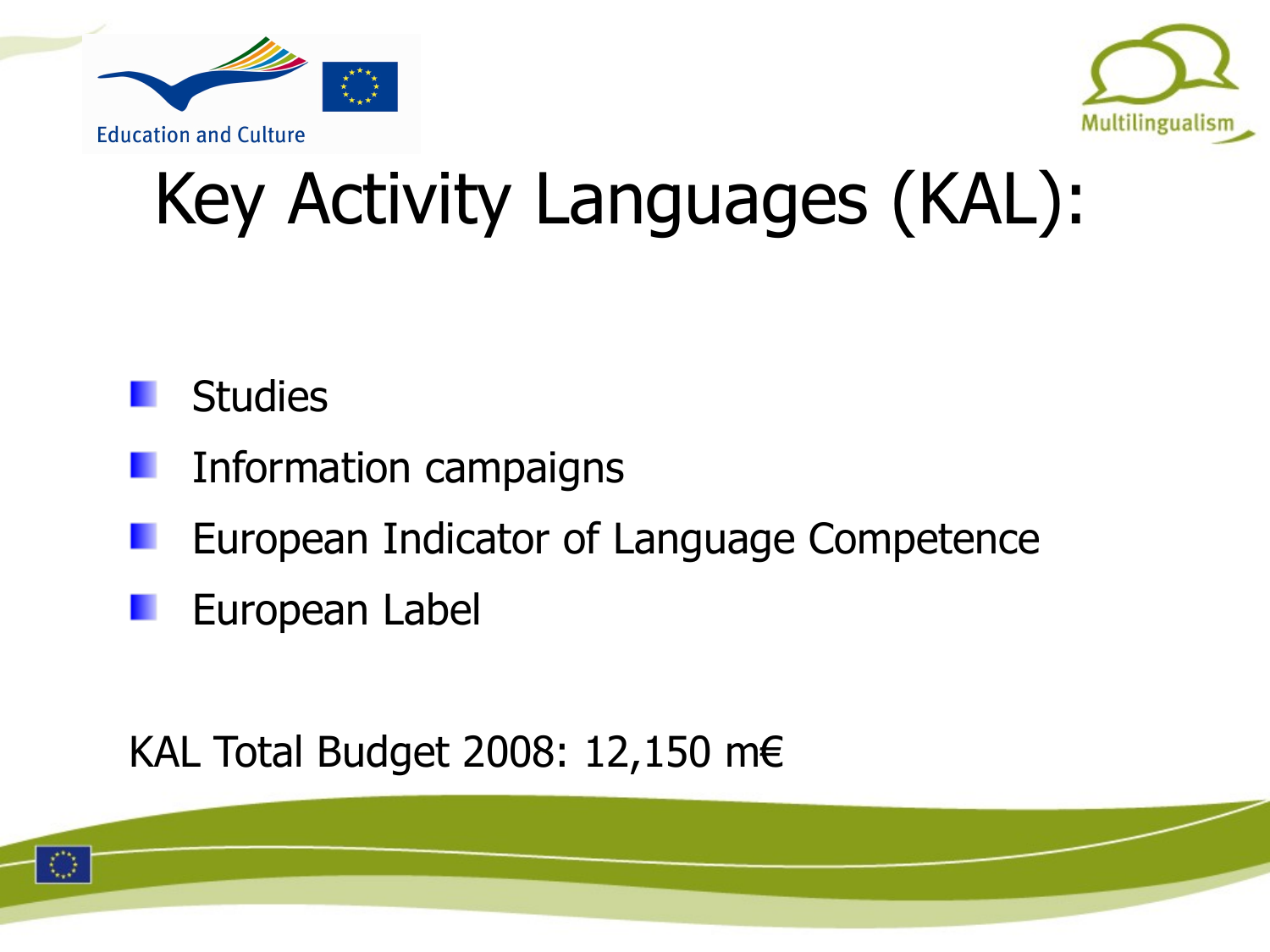# Key Activity Languages (KAL):

- Studies
- Information campaigns
- European Indicator of Language Competence
- European Label

KAL Total Budget 2008: 12,150 m€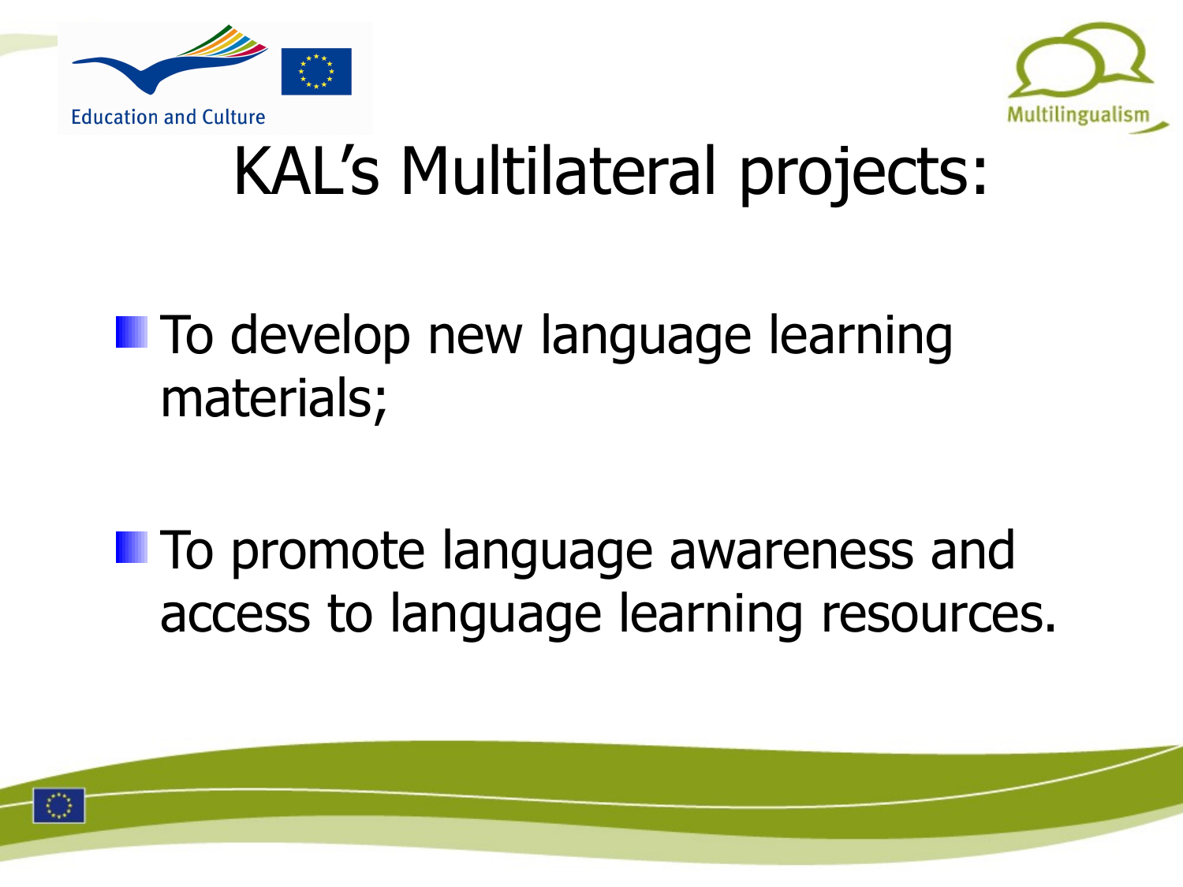# KAL's Multilateral projects:

- To develop new language learning materials;
- To promote language awareness and access to language learning resources.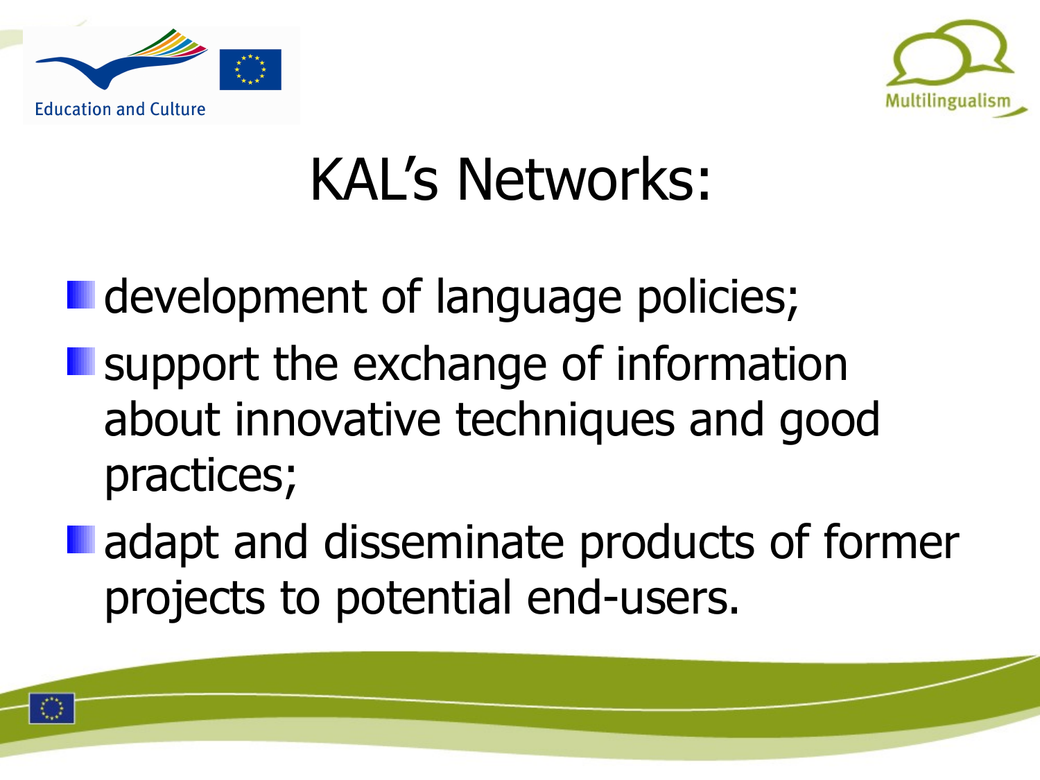# KAL's Networks:

- development of language policies;
- support the exchange of information about innovative techniques and good practices;
- adapt and disseminate products of former projects to potential end-users.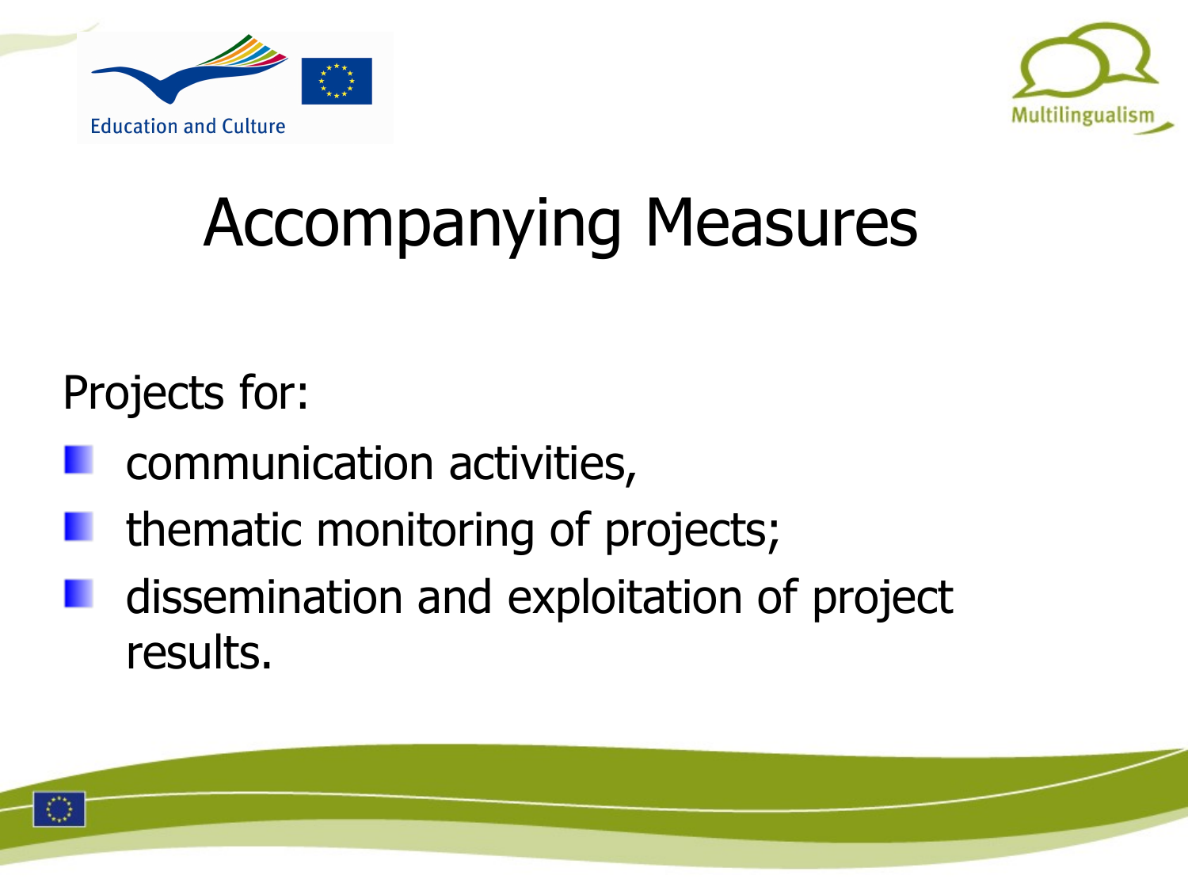# Accompanying Measures

Projects for:

- communication activities,
- thematic monitoring of projects;
- dissemination and exploitation of project results.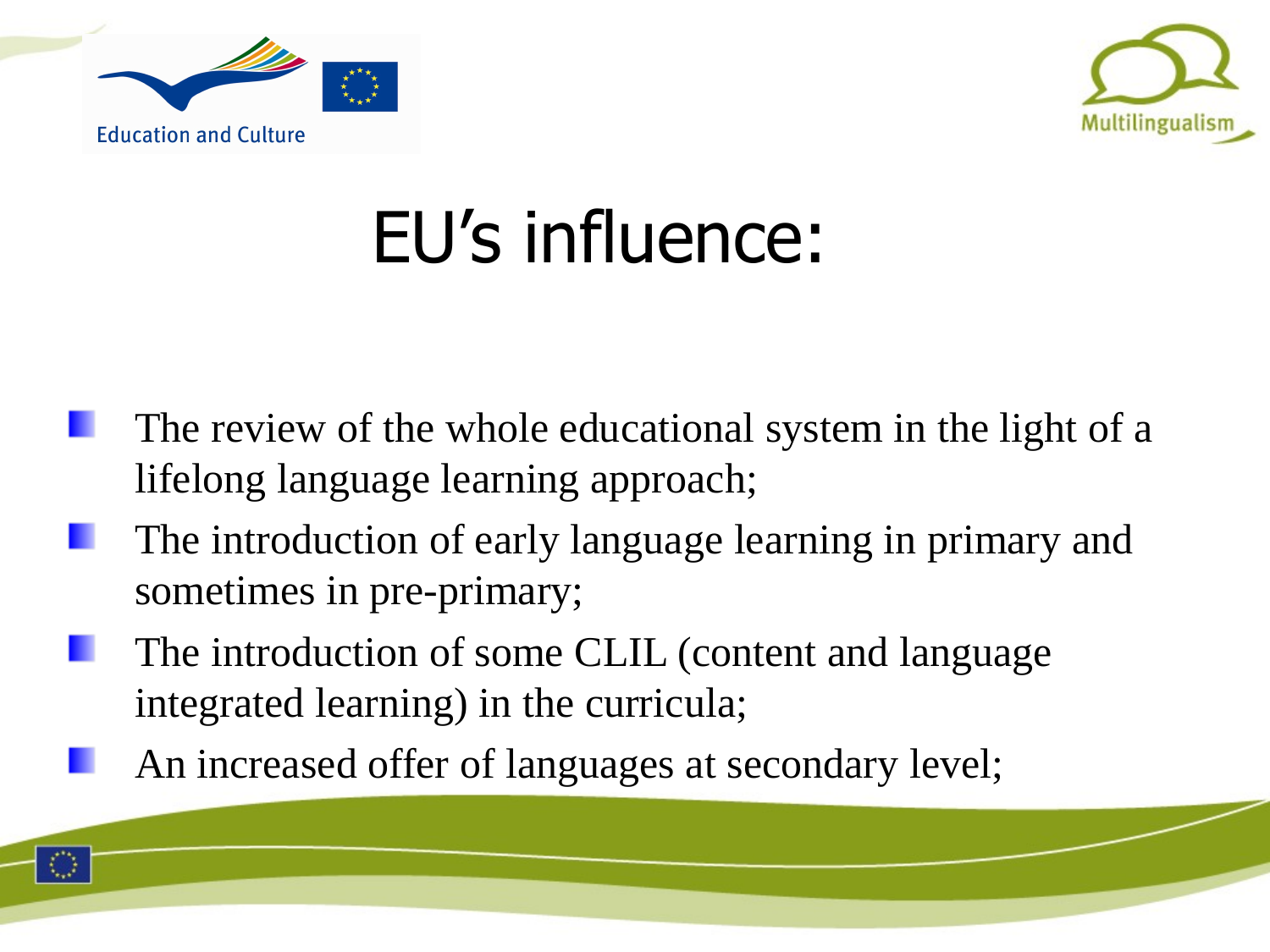# EU's influence:

- The review of the whole educational system in the light of a lifelong language learning approach;
- The introduction of early language learning in primary and sometimes in pre-primary;
- The introduction of some CLIL (content and language integrated learning) in the curricula;
- An increased offer of languages at secondary level;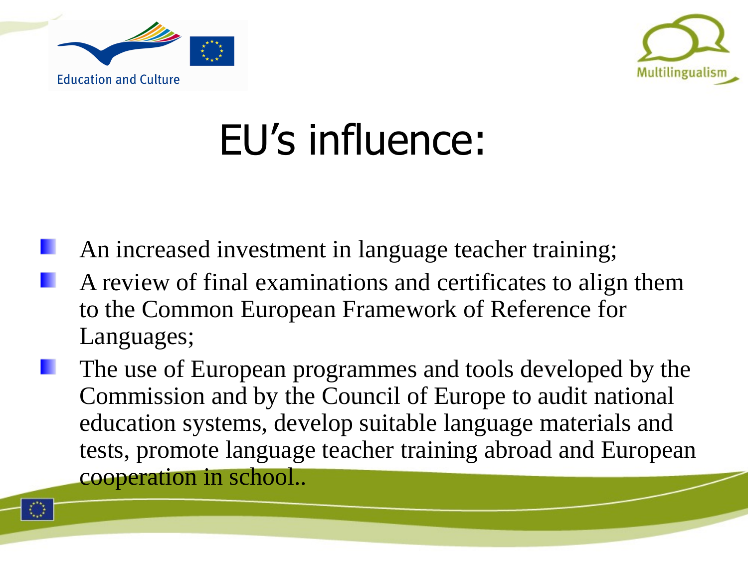# EU's influence:

- An increased investment in language teacher training;
- A review of final examinations and certificates to align them to the Common European Framework of Reference for Languages;
- The use of European programmes and tools developed by the Commission and by the Council of Europe to audit national education systems, develop suitable language materials and tests, promote language teacher training abroad and European cooperation in school..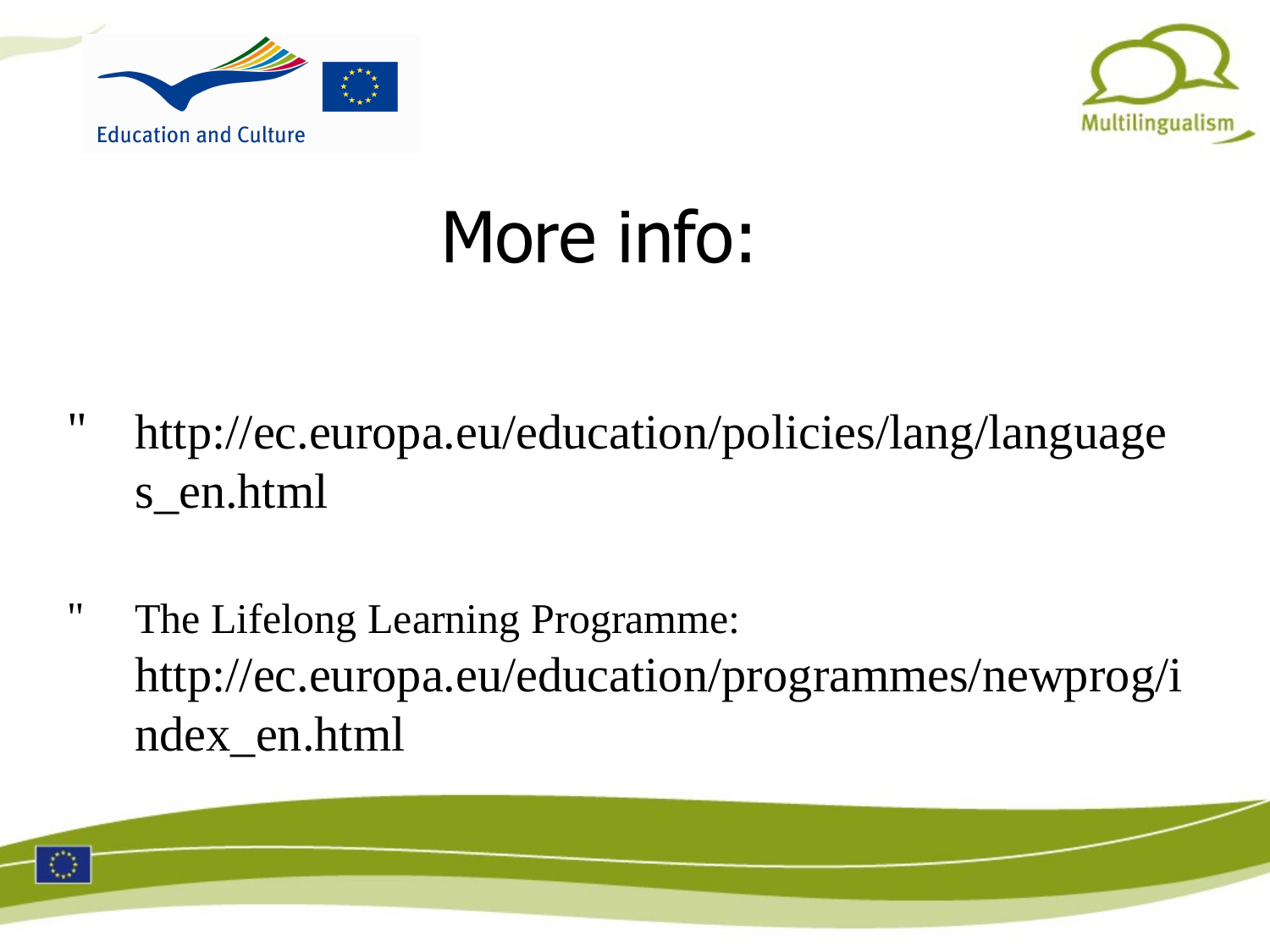# More info:

- http://ec.europa.eu/education/policies/lang/languages_en.html
- The Lifelong Learning Programme: http://ec.europa.eu/education/programmes/newprog/index_en.html